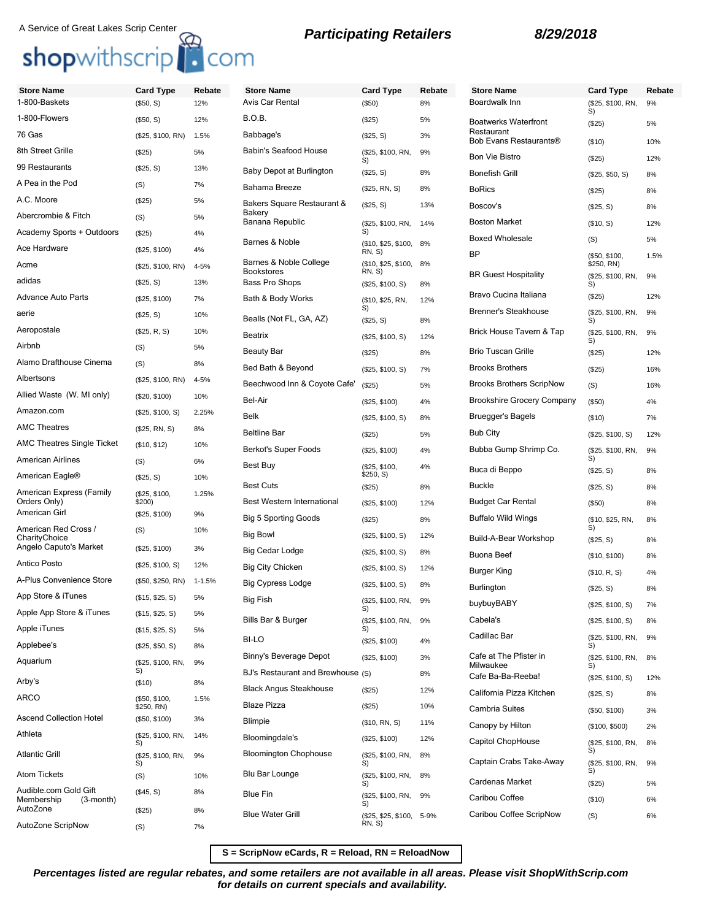A Service of Great Lakes Scrip Center

shopwithscrip.com

**Participating Retailers** **8/29/2018**

| Store Name | Card Type | Rebate |
|---|---|---|
| 1-800-Baskets | ($50, S) | 12% |
| 1-800-Flowers | ($50, S) | 12% |
| 76 Gas | ($25, $100, RN) | 1.5% |
| 8th Street Grille | ($25) | 5% |
| 99 Restaurants | ($25, S) | 13% |
| A Pea in the Pod | (S) | 7% |
| A.C. Moore | ($25) | 5% |
| Abercrombie & Fitch | (S) | 5% |
| Academy Sports + Outdoors | ($25) | 4% |
| Ace Hardware | ($25, $100) | 4% |
| Acme | ($25, $100, RN) | 4-5% |
| adidas | ($25, S) | 13% |
| Advance Auto Parts | ($25, $100) | 7% |
| aerie | ($25, S) | 10% |
| Aeropostale | ($25, R, S) | 10% |
| Airbnb | (S) | 5% |
| Alamo Drafthouse Cinema | (S) | 8% |
| Albertsons | ($25, $100, RN) | 4-5% |
| Allied Waste (W. MI only) | ($20, $100) | 10% |
| Amazon.com | ($25, $100, S) | 2.25% |
| AMC Theatres | ($25, RN, S) | 8% |
| AMC Theatres Single Ticket | ($10, $12) | 10% |
| American Airlines | (S) | 6% |
| American Eagle® | ($25, S) | 10% |
| American Express (Family Orders Only) | ($25, $100, $200) | 1.25% |
| American Girl | ($25, $100) | 9% |
| American Red Cross / CharityChoice | (S) | 10% |
| Angelo Caputo's Market | ($25, $100) | 3% |
| Antico Posto | ($25, $100, S) | 12% |
| A-Plus Convenience Store | ($50, $250, RN) | 1-1.5% |
| App Store & iTunes | ($15, $25, S) | 5% |
| Apple App Store & iTunes | ($15, $25, S) | 5% |
| Apple iTunes | ($15, $25, S) | 5% |
| Applebee's | ($25, $50, S) | 8% |
| Aquarium | ($25, $100, RN, S) | 9% |
| Arby's | ($10) | 8% |
| ARCO | ($50, $100, $250, RN) | 1.5% |
| Ascend Collection Hotel | ($50, $100) | 3% |
| Athleta | ($25, $100, RN, S) | 14% |
| Atlantic Grill | ($25, $100, RN, S) | 9% |
| Atom Tickets | (S) | 10% |
| Audible.com Gold Gift Membership (3-month) | ($45, S) | 8% |
| AutoZone | ($25) | 8% |
| AutoZone ScripNow | (S) | 7% |
| Avis Car Rental | ($50) | 8% |
| B.O.B. | ($25) | 5% |
| Babbage's | ($25, S) | 3% |
| Babin's Seafood House | ($25, $100, RN, S) | 9% |
| Baby Depot at Burlington | ($25, S) | 8% |
| Bahama Breeze | ($25, RN, S) | 8% |
| Bakers Square Restaurant & Bakery | ($25, S) | 13% |
| Banana Republic | ($25, $100, RN, S) | 14% |
| Barnes & Noble | ($10, $25, $100, RN, S) | 8% |
| Barnes & Noble College Bookstores | ($10, $25, $100, RN, S) | 8% |
| Bass Pro Shops | ($25, $100, S) | 8% |
| Bath & Body Works | ($10, $25, RN, S) | 12% |
| Bealls (Not FL, GA, AZ) | ($25, S) | 8% |
| Beatrix | ($25, $100, S) | 12% |
| Beauty Bar | ($25) | 8% |
| Bed Bath & Beyond | ($25, $100, S) | 7% |
| Beechwood Inn & Coyote Cafe' | ($25) | 5% |
| Bel-Air | ($25, $100) | 4% |
| Belk | ($25, $100, S) | 8% |
| Beltline Bar | ($25) | 5% |
| Berkot's Super Foods | ($25, $100) | 4% |
| Best Buy | ($25, $100, $250, S) | 4% |
| Best Cuts | ($25) | 8% |
| Best Western International | ($25, $100) | 12% |
| Big 5 Sporting Goods | ($25) | 8% |
| Big Bowl | ($25, $100, S) | 12% |
| Big Cedar Lodge | ($25, $100, S) | 8% |
| Big City Chicken | ($25, $100, S) | 12% |
| Big Cypress Lodge | ($25, $100, S) | 8% |
| Big Fish | ($25, $100, RN, S) | 9% |
| Bills Bar & Burger | ($25, $100, RN, S) | 9% |
| BI-LO | ($25, $100) | 4% |
| Binny's Beverage Depot | ($25, $100) | 3% |
| BJ's Restaurant and Brewhouse | (S) | 8% |
| Black Angus Steakhouse | ($25) | 12% |
| Blaze Pizza | ($25) | 10% |
| Blimpie | ($10, RN, S) | 11% |
| Bloomingdale's | ($25, $100) | 12% |
| Bloomington Chophouse | ($25, $100, RN, S) | 8% |
| Blu Bar Lounge | ($25, $100, RN, S) | 8% |
| Blue Fin | ($25, $100, RN, S) | 9% |
| Blue Water Grill | ($25, $25, $100, RN, S) | 5-9% |
| Boardwalk Inn | ($25, $100, RN, S) | 9% |
| Boatwerks Waterfront Restaurant | ($25) | 5% |
| Bob Evans Restaurants® | ($10) | 10% |
| Bon Vie Bistro | ($25) | 12% |
| Bonefish Grill | ($25, $50, S) | 8% |
| BoRics | ($25) | 8% |
| Boscov's | ($25, S) | 8% |
| Boston Market | ($10, S) | 12% |
| Boxed Wholesale | (S) | 5% |
| BP | ($50, $100, $250, RN) | 1.5% |
| BR Guest Hospitality | ($25, $100, RN, S) | 9% |
| Bravo Cucina Italiana | ($25) | 12% |
| Brenner's Steakhouse | ($25, $100, RN, S) | 9% |
| Brick House Tavern & Tap | ($25, $100, RN, S) | 9% |
| Brio Tuscan Grille | ($25) | 12% |
| Brooks Brothers | ($25) | 16% |
| Brooks Brothers ScripNow | (S) | 16% |
| Brookshire Grocery Company | ($50) | 4% |
| Bruegger's Bagels | ($10) | 7% |
| Bub City | ($25, $100, S) | 12% |
| Bubba Gump Shrimp Co. | ($25, $100, RN, S) | 9% |
| Buca di Beppo | ($25, S) | 8% |
| Buckle | ($25, S) | 8% |
| Budget Car Rental | ($50) | 8% |
| Buffalo Wild Wings | ($10, $25, RN, S) | 8% |
| Build-A-Bear Workshop | ($25, S) | 8% |
| Buona Beef | ($10, $100) | 8% |
| Burger King | ($10, R, S) | 4% |
| Burlington | ($25, S) | 8% |
| buybuyBABY | ($25, $100, S) | 7% |
| Cabela's | ($25, $100, S) | 8% |
| Cadillac Bar | ($25, $100, RN, S) | 9% |
| Cafe at The Pfister in Milwaukee | ($25, $100, RN, S) | 8% |
| Cafe Ba-Ba-Reeba! | ($25, $100, S) | 12% |
| California Pizza Kitchen | ($25, S) | 8% |
| Cambria Suites | ($50, $100) | 3% |
| Canopy by Hilton | ($100, $500) | 2% |
| Capitol ChopHouse | ($25, $100, RN, S) | 8% |
| Captain Crabs Take-Away | ($25, $100, RN, S) | 9% |
| Cardenas Market | ($25) | 5% |
| Caribou Coffee | ($10) | 6% |
| Caribou Coffee ScripNow | (S) | 6% |

**S = ScripNow eCards, R = Reload, RN = ReloadNow**

***Percentages listed are regular rebates, and some retailers are not available in all areas. Please visit ShopWithScrip.com for details on current specials and availability.***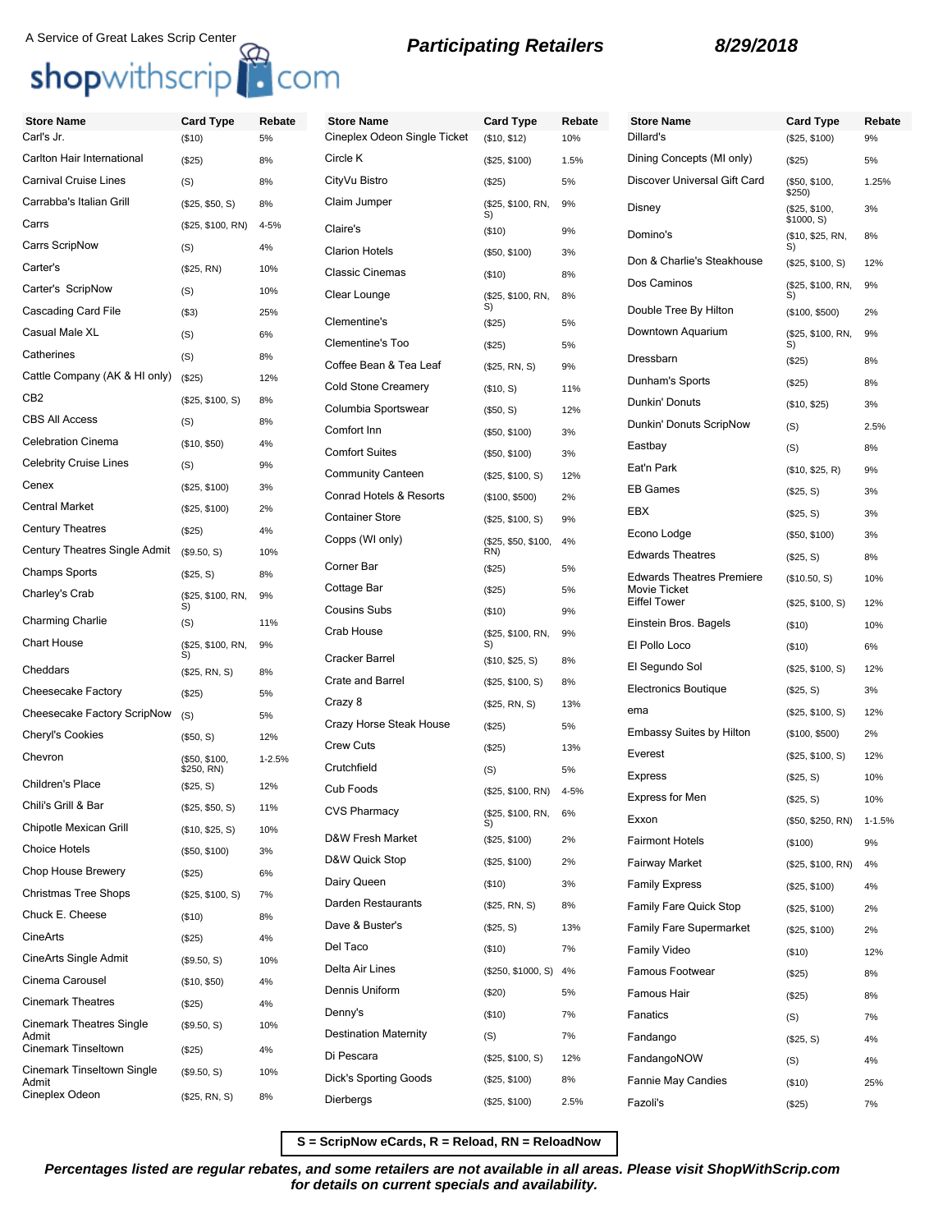A Service of Great Lakes Scrip Center

shopwithscrip.com

**Participating Retailers** **8/29/2018**

| Store Name | Card Type | Rebate |
|---|---|---|
| Carl's Jr. | ($10) | 5% |
| Carlton Hair International | ($25) | 8% |
| Carnival Cruise Lines | (S) | 8% |
| Carrabba's Italian Grill | ($25, $50, S) | 8% |
| Carrs | ($25, $100, RN) | 4-5% |
| Carrs ScripNow | (S) | 4% |
| Carter's | ($25, RN) | 10% |
| Carter's ScripNow | (S) | 10% |
| Cascading Card File | ($3) | 25% |
| Casual Male XL | (S) | 6% |
| Catherines | (S) | 8% |
| Cattle Company (AK & HI only) | ($25) | 12% |
| CB2 | ($25, $100, S) | 8% |
| CBS All Access | (S) | 8% |
| Celebration Cinema | ($10, $50) | 4% |
| Celebrity Cruise Lines | (S) | 9% |
| Cenex | ($25, $100) | 3% |
| Central Market | ($25, $100) | 2% |
| Century Theatres | ($25) | 4% |
| Century Theatres Single Admit | ($9.50, S) | 10% |
| Champs Sports | ($25, S) | 8% |
| Charley's Crab | ($25, $100, RN, S) | 9% |
| Charming Charlie | (S) | 11% |
| Chart House | ($25, $100, RN, S) | 9% |
| Cheddars | ($25, RN, S) | 8% |
| Cheesecake Factory | ($25) | 5% |
| Cheesecake Factory ScripNow | (S) | 5% |
| Cheryl's Cookies | ($50, S) | 12% |
| Chevron | ($50, $100, $250, RN) | 1-2.5% |
| Children's Place | ($25, S) | 12% |
| Chili's Grill & Bar | ($25, $50, S) | 11% |
| Chipotle Mexican Grill | ($10, $25, S) | 10% |
| Choice Hotels | ($50, $100) | 3% |
| Chop House Brewery | ($25) | 6% |
| Christmas Tree Shops | ($25, $100, S) | 7% |
| Chuck E. Cheese | ($10) | 8% |
| CineArts | ($25) | 4% |
| CineArts Single Admit | ($9.50, S) | 10% |
| Cinema Carousel | ($10, $50) | 4% |
| Cinemark Theatres | ($25) | 4% |
| Cinemark Theatres Single Admit | ($9.50, S) | 10% |
| Cinemark Tinseltown | ($25) | 4% |
| Cinemark Tinseltown Single Admit | ($9.50, S) | 10% |
| Cineplex Odeon | ($25, RN, S) | 8% |
| Cineplex Odeon Single Ticket | ($10, $12) | 10% |
| Circle K | ($25, $100) | 1.5% |
| CityVu Bistro | ($25) | 5% |
| Claim Jumper | ($25, $100, RN, S) | 9% |
| Claire's | ($10) | 9% |
| Clarion Hotels | ($50, $100) | 3% |
| Classic Cinemas | ($10) | 8% |
| Clear Lounge | ($25, $100, RN, S) | 8% |
| Clementine's | ($25) | 5% |
| Clementine's Too | ($25) | 5% |
| Coffee Bean & Tea Leaf | ($25, RN, S) | 9% |
| Cold Stone Creamery | ($10, S) | 11% |
| Columbia Sportswear | ($50, S) | 12% |
| Comfort Inn | ($50, $100) | 3% |
| Comfort Suites | ($50, $100) | 3% |
| Community Canteen | ($25, $100, S) | 12% |
| Conrad Hotels & Resorts | ($100, $500) | 2% |
| Container Store | ($25, $100, S) | 9% |
| Copps (WI only) | ($25, $50, $100, RN) | 4% |
| Corner Bar | ($25) | 5% |
| Cottage Bar | ($25) | 5% |
| Cousins Subs | ($10) | 9% |
| Crab House | ($25, $100, RN, S) | 9% |
| Cracker Barrel | ($10, $25, S) | 8% |
| Crate and Barrel | ($25, $100, S) | 8% |
| Crazy 8 | ($25, RN, S) | 13% |
| Crazy Horse Steak House | ($25) | 5% |
| Crew Cuts | ($25) | 13% |
| Crutchfield | (S) | 5% |
| Cub Foods | ($25, $100, RN) | 4-5% |
| CVS Pharmacy | ($25, $100, RN, S) | 6% |
| D&W Fresh Market | ($25, $100) | 2% |
| D&W Quick Stop | ($25, $100) | 2% |
| Dairy Queen | ($10) | 3% |
| Darden Restaurants | ($25, RN, S) | 8% |
| Dave & Buster's | ($25, S) | 13% |
| Del Taco | ($10) | 7% |
| Delta Air Lines | ($250, $1000, S) | 4% |
| Dennis Uniform | ($20) | 5% |
| Denny's | ($10) | 7% |
| Destination Maternity | (S) | 7% |
| Di Pescara | ($25, $100, S) | 12% |
| Dick's Sporting Goods | ($25, $100) | 8% |
| Dierbergs | ($25, $100) | 2.5% |
| Dillard's | ($25, $100) | 9% |
| Dining Concepts (MI only) | ($25) | 5% |
| Discover Universal Gift Card | ($50, $100, $250) | 1.25% |
| Disney | ($25, $100, $1000, S) | 3% |
| Domino's | ($10, $25, RN, S) | 8% |
| Don & Charlie's Steakhouse | ($25, $100, S) | 12% |
| Dos Caminos | ($25, $100, RN, S) | 9% |
| Double Tree By Hilton | ($100, $500) | 2% |
| Downtown Aquarium | ($25, $100, RN, S) | 9% |
| Dressbarn | ($25) | 8% |
| Dunham's Sports | ($25) | 8% |
| Dunkin' Donuts | ($10, $25) | 3% |
| Dunkin' Donuts ScripNow | (S) | 2.5% |
| Eastbay | (S) | 8% |
| Eat'n Park | ($10, $25, R) | 9% |
| EB Games | ($25, S) | 3% |
| EBX | ($25, S) | 3% |
| Econo Lodge | ($50, $100) | 3% |
| Edwards Theatres | ($25, S) | 8% |
| Edwards Theatres Premiere Movie Ticket | ($10.50, S) | 10% |
| Eiffel Tower | ($25, $100, S) | 12% |
| Einstein Bros. Bagels | ($10) | 10% |
| El Pollo Loco | ($10) | 6% |
| El Segundo Sol | ($25, $100, S) | 12% |
| Electronics Boutique | ($25, S) | 3% |
| ema | ($25, $100, S) | 12% |
| Embassy Suites by Hilton | ($100, $500) | 2% |
| Everest | ($25, $100, S) | 12% |
| Express | ($25, S) | 10% |
| Express for Men | ($25, S) | 10% |
| Exxon | ($50, $250, RN) | 1-1.5% |
| Fairmont Hotels | ($100) | 9% |
| Fairway Market | ($25, $100, RN) | 4% |
| Family Express | ($25, $100) | 4% |
| Family Fare Quick Stop | ($25, $100) | 2% |
| Family Fare Supermarket | ($25, $100) | 2% |
| Family Video | ($10) | 12% |
| Famous Footwear | ($25) | 8% |
| Famous Hair | ($25) | 8% |
| Fanatics | (S) | 7% |
| Fandango | ($25, S) | 4% |
| FandangoNOW | (S) | 4% |
| Fannie May Candies | ($10) | 25% |
| Fazoli's | ($25) | 7% |

**S = ScripNow eCards, R = Reload, RN = ReloadNow**

***Percentages listed are regular rebates, and some retailers are not available in all areas. Please visit ShopWithScrip.com for details on current specials and availability.***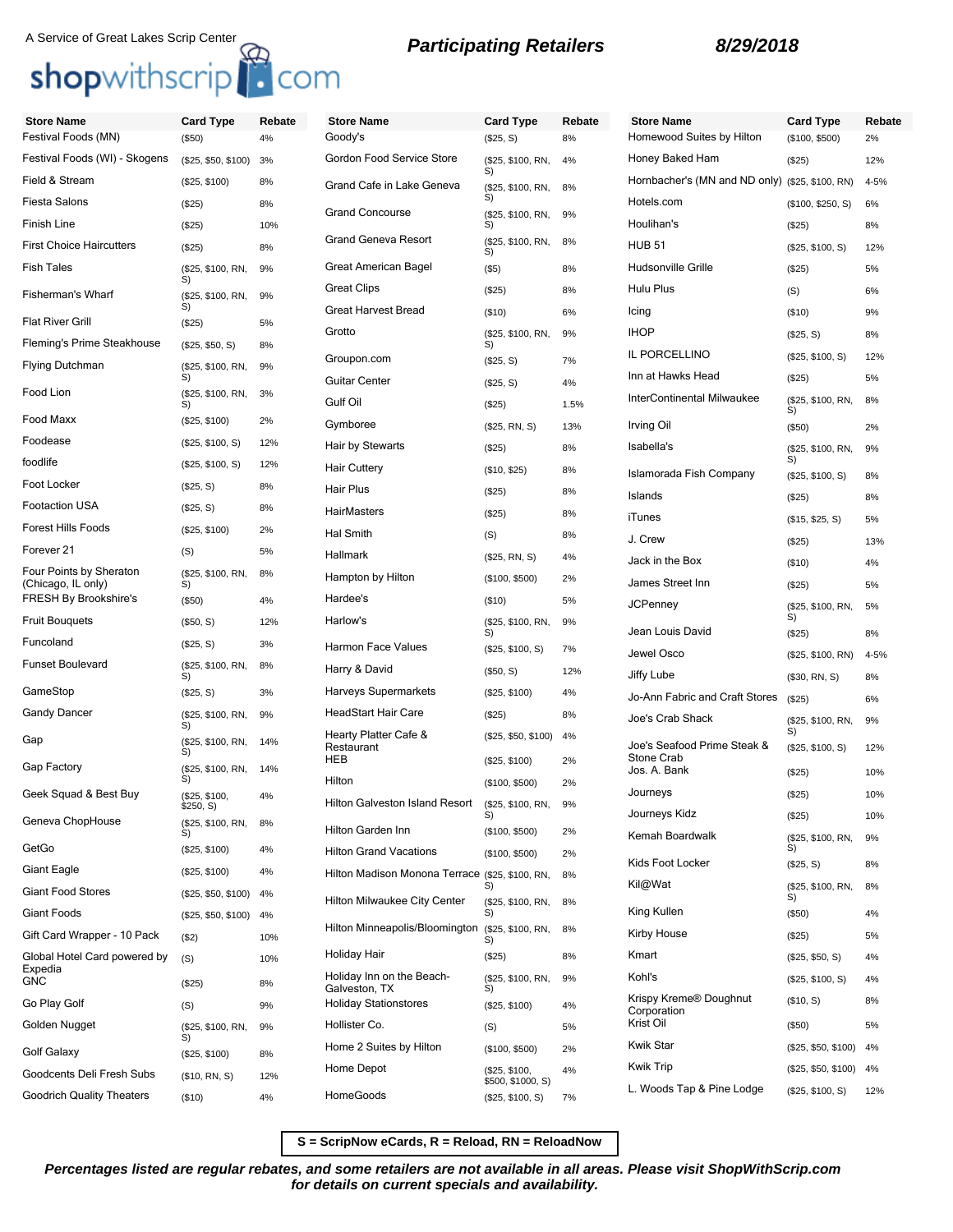A Service of Great Lakes Scrip Center

shopwithscrip.com

## Participating Retailers

**8/29/2018**

| Store Name | Card Type | Rebate |
|---|---|---|
| Festival Foods (MN) | ($50) | 4% |
| Festival Foods (WI) - Skogens | ($25, $50, $100) | 3% |
| Field & Stream | ($25, $100) | 8% |
| Fiesta Salons | ($25) | 8% |
| Finish Line | ($25) | 10% |
| First Choice Haircutters | ($25) | 8% |
| Fish Tales | ($25, $100, RN, S) | 9% |
| Fisherman's Wharf | ($25, $100, RN, S) | 9% |
| Flat River Grill | ($25) | 5% |
| Fleming's Prime Steakhouse | ($25, $50, S) | 8% |
| Flying Dutchman | ($25, $100, RN, S) | 9% |
| Food Lion | ($25, $100, RN, S) | 3% |
| Food Maxx | ($25, $100) | 2% |
| Foodease | ($25, $100, S) | 12% |
| foodlife | ($25, $100, S) | 12% |
| Foot Locker | ($25, S) | 8% |
| Footaction USA | ($25, S) | 8% |
| Forest Hills Foods | ($25, $100) | 2% |
| Forever 21 | (S) | 5% |
| Four Points by Sheraton (Chicago, IL only) | ($25, $100, RN, S) | 8% |
| FRESH By Brookshire's | ($50) | 4% |
| Fruit Bouquets | ($50, S) | 12% |
| Funcoland | ($25, S) | 3% |
| Funset Boulevard | ($25, $100, RN, S) | 8% |
| GameStop | ($25, S) | 3% |
| Gandy Dancer | ($25, $100, RN, S) | 9% |
| Gap | ($25, $100, RN, S) | 14% |
| Gap Factory | ($25, $100, RN, S) | 14% |
| Geek Squad & Best Buy | ($25, $100, $250, S) | 4% |
| Geneva ChopHouse | ($25, $100, RN, S) | 8% |
| GetGo | ($25, $100) | 4% |
| Giant Eagle | ($25, $100) | 4% |
| Giant Food Stores | ($25, $50, $100) | 4% |
| Giant Foods | ($25, $50, $100) | 4% |
| Gift Card Wrapper - 10 Pack | ($2) | 10% |
| Global Hotel Card powered by Expedia | (S) | 10% |
| GNC | ($25) | 8% |
| Go Play Golf | (S) | 9% |
| Golden Nugget | ($25, $100, RN, S) | 9% |
| Golf Galaxy | ($25, $100) | 8% |
| Goodcents Deli Fresh Subs | ($10, RN, S) | 12% |
| Goodrich Quality Theaters | ($10) | 4% |
| Goody's | ($25, S) | 8% |
| Gordon Food Service Store | ($25, $100, RN, S) | 4% |
| Grand Cafe in Lake Geneva | ($25, $100, RN, S) | 8% |
| Grand Concourse | ($25, $100, RN, S) | 9% |
| Grand Geneva Resort | ($25, $100, RN, S) | 8% |
| Great American Bagel | ($5) | 8% |
| Great Clips | ($25) | 8% |
| Great Harvest Bread | ($10) | 6% |
| Grotto | ($25, $100, RN, S) | 9% |
| Groupon.com | ($25, S) | 7% |
| Guitar Center | ($25, S) | 4% |
| Gulf Oil | ($25) | 1.5% |
| Gymboree | ($25, RN, S) | 13% |
| Hair by Stewarts | ($25) | 8% |
| Hair Cuttery | ($10, $25) | 8% |
| Hair Plus | ($25) | 8% |
| HairMasters | ($25) | 8% |
| Hal Smith | (S) | 8% |
| Hallmark | ($25, RN, S) | 4% |
| Hampton by Hilton | ($100, $500) | 2% |
| Hardee's | ($10) | 5% |
| Harlow's | ($25, $100, RN, S) | 9% |
| Harmon Face Values | ($25, $100, S) | 7% |
| Harry & David | ($50, S) | 12% |
| Harveys Supermarkets | ($25, $100) | 4% |
| HeadStart Hair Care | ($25) | 8% |
| Hearty Platter Cafe & Restaurant | ($25, $50, $100) | 4% |
| HEB | ($25, $100) | 2% |
| Hilton | ($100, $500) | 2% |
| Hilton Galveston Island Resort | ($25, $100, RN, S) | 9% |
| Hilton Garden Inn | ($100, $500) | 2% |
| Hilton Grand Vacations | ($100, $500) | 2% |
| Hilton Madison Monona Terrace | ($25, $100, RN, S) | 8% |
| Hilton Milwaukee City Center | ($25, $100, RN, S) | 8% |
| Hilton Minneapolis/Bloomington | ($25, $100, RN, S) | 8% |
| Holiday Hair | ($25) | 8% |
| Holiday Inn on the Beach-Galveston, TX | ($25, $100, RN, S) | 9% |
| Holiday Stationstores | ($25, $100) | 4% |
| Hollister Co. | (S) | 5% |
| Home 2 Suites by Hilton | ($100, $500) | 2% |
| Home Depot | ($25, $100, $500, $1000, S) | 4% |
| HomeGoods | ($25, $100, S) | 7% |
| Homewood Suites by Hilton | ($100, $500) | 2% |
| Honey Baked Ham | ($25) | 12% |
| Hornbacher's (MN and ND only) | ($25, $100, RN) | 4-5% |
| Hotels.com | ($100, $250, S) | 6% |
| Houlihan's | ($25) | 8% |
| HUB 51 | ($25, $100, S) | 12% |
| Hudsonville Grille | ($25) | 5% |
| Hulu Plus | (S) | 6% |
| Icing | ($10) | 9% |
| IHOP | ($25, S) | 8% |
| IL PORCELLINO | ($25, $100, S) | 12% |
| Inn at Hawks Head | ($25) | 5% |
| InterContinental Milwaukee | ($25, $100, RN, S) | 8% |
| Irving Oil | ($50) | 2% |
| Isabella's | ($25, $100, RN, S) | 9% |
| Islamorada Fish Company | ($25, $100, S) | 8% |
| Islands | ($25) | 8% |
| iTunes | ($15, $25, S) | 5% |
| J. Crew | ($25) | 13% |
| Jack in the Box | ($10) | 4% |
| James Street Inn | ($25) | 5% |
| JCPenney | ($25, $100, RN, S) | 5% |
| Jean Louis David | ($25) | 8% |
| Jewel Osco | ($25, $100, RN) | 4-5% |
| Jiffy Lube | ($30, RN, S) | 8% |
| Jo-Ann Fabric and Craft Stores | ($25) | 6% |
| Joe's Crab Shack | ($25, $100, RN, S) | 9% |
| Joe's Seafood Prime Steak & Stone Crab | ($25, $100, S) | 12% |
| Jos. A. Bank | ($25) | 10% |
| Journeys | ($25) | 10% |
| Journeys Kidz | ($25) | 10% |
| Kemah Boardwalk | ($25, $100, RN, S) | 9% |
| Kids Foot Locker | ($25, S) | 8% |
| Kil@Wat | ($25, $100, RN, S) | 8% |
| King Kullen | ($50) | 4% |
| Kirby House | ($25) | 5% |
| Kmart | ($25, $50, S) | 4% |
| Kohl's | ($25, $100, S) | 4% |
| Krispy Kreme® Doughnut Corporation | ($10, S) | 8% |
| Krist Oil | ($50) | 5% |
| Kwik Star | ($25, $50, $100) | 4% |
| Kwik Trip | ($25, $50, $100) | 4% |
| L. Woods Tap & Pine Lodge | ($25, $100, S) | 12% |

**S = ScripNow eCards, R = Reload, RN = ReloadNow**

***Percentages listed are regular rebates, and some retailers are not available in all areas. Please visit ShopWithScrip.com for details on current specials and availability.***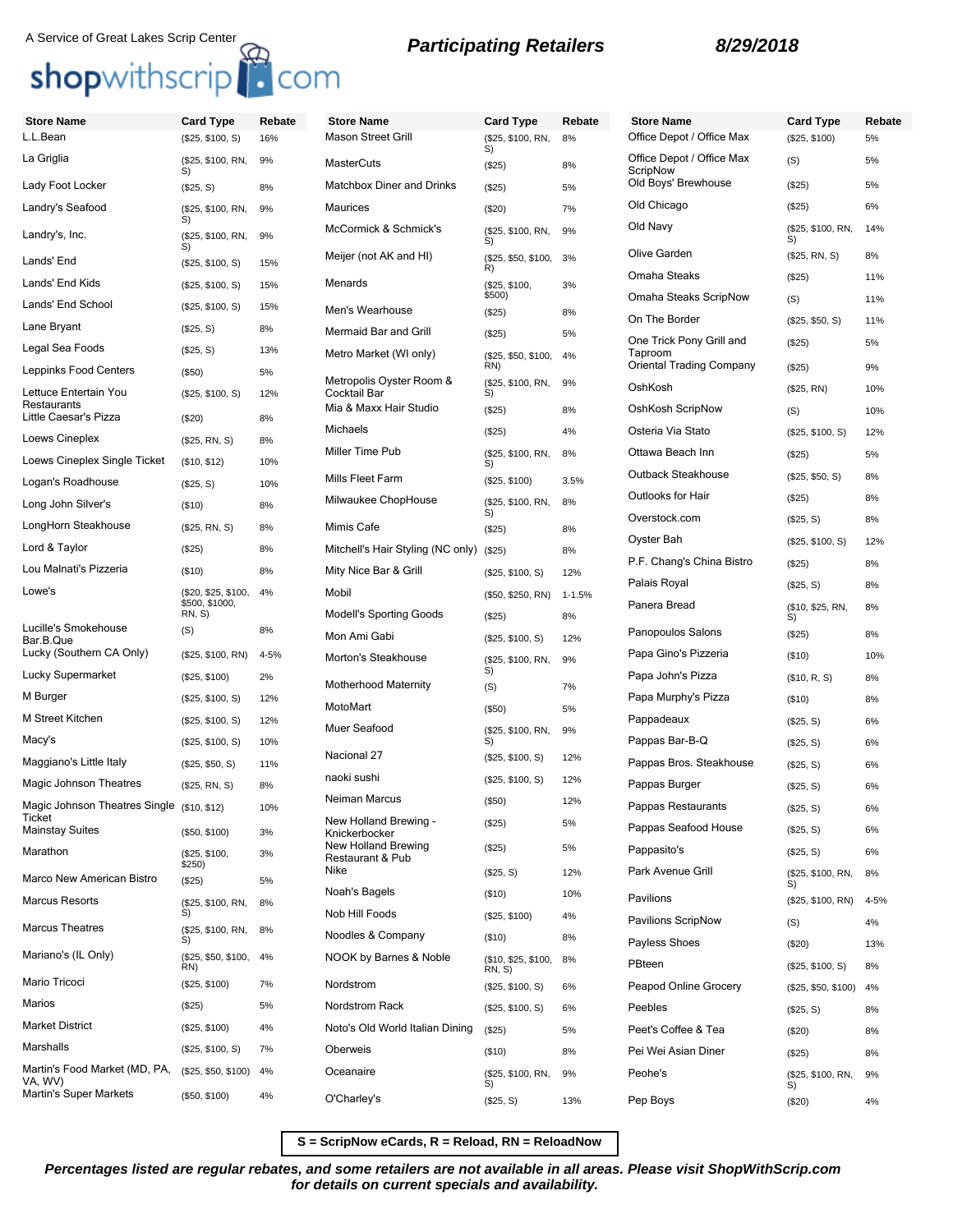A Service of Great Lakes Scrip Center

shopwithscrip.com

**Participating Retailers** **8/29/2018**

| Store Name | Card Type | Rebate |
|---|---|---|
| L.L.Bean | ($25, $100, S) | 16% |
| La Griglia | ($25, $100, RN, S) | 9% |
| Lady Foot Locker | ($25, S) | 8% |
| Landry's Seafood | ($25, $100, RN, S) | 9% |
| Landry's, Inc. | ($25, $100, RN, S) | 9% |
| Lands' End | ($25, $100, S) | 15% |
| Lands' End Kids | ($25, $100, S) | 15% |
| Lands' End School | ($25, $100, S) | 15% |
| Lane Bryant | ($25, S) | 8% |
| Legal Sea Foods | ($25, S) | 13% |
| Leppinks Food Centers | ($50) | 5% |
| Lettuce Entertain You Restaurants | ($25, $100, S) | 12% |
| Little Caesar's Pizza | ($20) | 8% |
| Loews Cineplex | ($25, RN, S) | 8% |
| Loews Cineplex Single Ticket | ($10, $12) | 10% |
| Logan's Roadhouse | ($25, S) | 10% |
| Long John Silver's | ($10) | 8% |
| LongHorn Steakhouse | ($25, RN, S) | 8% |
| Lord & Taylor | ($25) | 8% |
| Lou Malnati's Pizzeria | ($10) | 8% |
| Lowe's | ($20, $25, $100, $500, $1000, RN, S) | 4% |
| Lucille's Smokehouse Bar.B.Que | (S) | 8% |
| Lucky (Southern CA Only) | ($25, $100, RN) | 4-5% |
| Lucky Supermarket | ($25, $100) | 2% |
| M Burger | ($25, $100, S) | 12% |
| M Street Kitchen | ($25, $100, S) | 12% |
| Macy's | ($25, $100, S) | 10% |
| Maggiano's Little Italy | ($25, $50, S) | 11% |
| Magic Johnson Theatres | ($25, RN, S) | 8% |
| Magic Johnson Theatres Single Ticket | ($10, $12) | 10% |
| Mainstay Suites | ($50, $100) | 3% |
| Marathon | ($25, $100, $250) | 3% |
| Marco New American Bistro | ($25) | 5% |
| Marcus Resorts | ($25, $100, RN, S) | 8% |
| Marcus Theatres | ($25, $100, RN, S) | 8% |
| Mariano's (IL Only) | ($25, $50, $100, RN) | 4% |
| Mario Tricoci | ($25, $100) | 7% |
| Marios | ($25) | 5% |
| Market District | ($25, $100) | 4% |
| Marshalls | ($25, $100, S) | 7% |
| Martin's Food Market (MD, PA, VA, WV) | ($25, $50, $100) | 4% |
| Martin's Super Markets | ($50, $100) | 4% |
| Mason Street Grill | ($25, $100, RN, S) | 8% |
| MasterCuts | ($25) | 8% |
| Matchbox Diner and Drinks | ($25) | 5% |
| Maurices | ($20) | 7% |
| McCormick & Schmick's | ($25, $100, RN, S) | 9% |
| Meijer (not AK and HI) | ($25, $50, $100, R) | 3% |
| Menards | ($25, $100, $500) | 3% |
| Men's Wearhouse | ($25) | 8% |
| Mermaid Bar and Grill | ($25) | 5% |
| Metro Market (WI only) | ($25, $50, $100, RN) | 4% |
| Metropolis Oyster Room & Cocktail Bar | ($25, $100, RN, S) | 9% |
| Mia & Maxx Hair Studio | ($25) | 8% |
| Michaels | ($25) | 4% |
| Miller Time Pub | ($25, $100, RN, S) | 8% |
| Mills Fleet Farm | ($25, $100) | 3.5% |
| Milwaukee ChopHouse | ($25, $100, RN, S) | 8% |
| Mimis Cafe | ($25) | 8% |
| Mitchell's Hair Styling (NC only) | ($25) | 8% |
| Mity Nice Bar & Grill | ($25, $100, S) | 12% |
| Mobil | ($50, $250, RN) | 1-1.5% |
| Modell's Sporting Goods | ($25) | 8% |
| Mon Ami Gabi | ($25, $100, S) | 12% |
| Morton's Steakhouse | ($25, $100, RN, S) | 9% |
| Motherhood Maternity | (S) | 7% |
| MotoMart | ($50) | 5% |
| Muer Seafood | ($25, $100, RN, S) | 9% |
| Nacional 27 | ($25, $100, S) | 12% |
| naoki sushi | ($25, $100, S) | 12% |
| Neiman Marcus | ($50) | 12% |
| New Holland Brewing - Knickerbocker | ($25) | 5% |
| New Holland Brewing Restaurant & Pub | ($25) | 5% |
| Nike | ($25, S) | 12% |
| Noah's Bagels | ($10) | 10% |
| Nob Hill Foods | ($25, $100) | 4% |
| Noodles & Company | ($10) | 8% |
| NOOK by Barnes & Noble | ($10, $25, $100, RN, S) | 8% |
| Nordstrom | ($25, $100, S) | 6% |
| Nordstrom Rack | ($25, $100, S) | 6% |
| Noto's Old World Italian Dining | ($25) | 5% |
| Oberweis | ($10) | 8% |
| Oceanaire | ($25, $100, RN, S) | 9% |
| O'Charley's | ($25, S) | 13% |
| Office Depot / Office Max | ($25, $100) | 5% |
| Office Depot / Office Max ScripNow | (S) | 5% |
| Old Boys' Brewhouse | ($25) | 5% |
| Old Chicago | ($25) | 6% |
| Old Navy | ($25, $100, RN, S) | 14% |
| Olive Garden | ($25, RN, S) | 8% |
| Omaha Steaks | ($25) | 11% |
| Omaha Steaks ScripNow | (S) | 11% |
| On The Border | ($25, $50, S) | 11% |
| One Trick Pony Grill and Taproom | ($25) | 5% |
| Oriental Trading Company | ($25) | 9% |
| OshKosh | ($25, RN) | 10% |
| OshKosh ScripNow | (S) | 10% |
| Osteria Via Stato | ($25, $100, S) | 12% |
| Ottawa Beach Inn | ($25) | 5% |
| Outback Steakhouse | ($25, $50, S) | 8% |
| Outlooks for Hair | ($25) | 8% |
| Overstock.com | ($25, S) | 8% |
| Oyster Bah | ($25, $100, S) | 12% |
| P.F. Chang's China Bistro | ($25) | 8% |
| Palais Royal | ($25, S) | 8% |
| Panera Bread | ($10, $25, RN, S) | 8% |
| Panopoulos Salons | ($25) | 8% |
| Papa Gino's Pizzeria | ($10) | 10% |
| Papa John's Pizza | ($10, R, S) | 8% |
| Papa Murphy's Pizza | ($10) | 8% |
| Pappadeaux | ($25, S) | 6% |
| Pappas Bar-B-Q | ($25, S) | 6% |
| Pappas Bros. Steakhouse | ($25, S) | 6% |
| Pappas Burger | ($25, S) | 6% |
| Pappas Restaurants | ($25, S) | 6% |
| Pappas Seafood House | ($25, S) | 6% |
| Pappasito's | ($25, S) | 6% |
| Park Avenue Grill | ($25, $100, RN, S) | 8% |
| Pavilions | ($25, $100, RN) | 4-5% |
| Pavilions ScripNow | (S) | 4% |
| Payless Shoes | ($20) | 13% |
| PBteen | ($25, $100, S) | 8% |
| Peapod Online Grocery | ($25, $50, $100) | 4% |
| Peebles | ($25, S) | 8% |
| Peet's Coffee & Tea | ($20) | 8% |
| Pei Wei Asian Diner | ($25) | 8% |
| Peohe's | ($25, $100, RN, S) | 9% |
| Pep Boys | ($20) | 4% |

**S = ScripNow eCards, R = Reload, RN = ReloadNow**

***Percentages listed are regular rebates, and some retailers are not available in all areas. Please visit ShopWithScrip.com for details on current specials and availability.***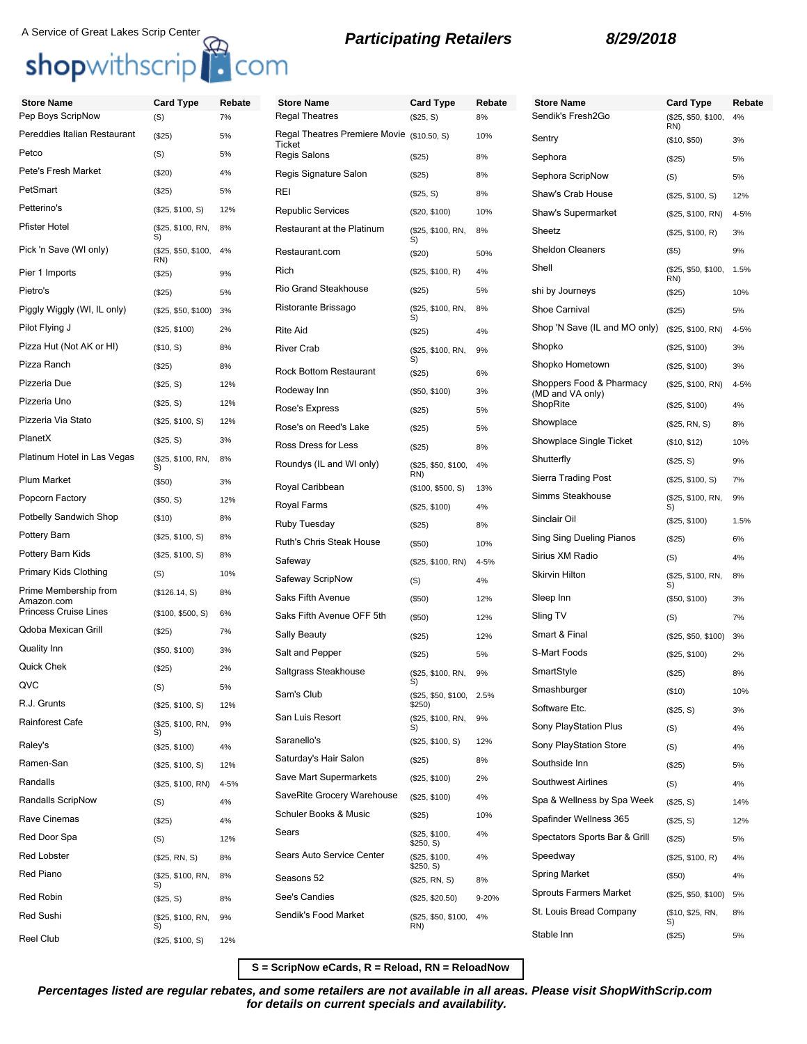A Service of Great Lakes Scrip Center

shopwithscrip.com

**Participating Retailers** **8/29/2018**

| Store Name | Card Type | Rebate |
|---|---|---|
| Pep Boys ScripNow | (S) | 7% |
| Pereddies Italian Restaurant | ($25) | 5% |
| Petco | (S) | 5% |
| Pete's Fresh Market | ($20) | 4% |
| PetSmart | ($25) | 5% |
| Petterino's | ($25, $100, S) | 12% |
| Pfister Hotel | ($25, $100, RN, S) | 8% |
| Pick 'n Save (WI only) | ($25, $50, $100, RN) | 4% |
| Pier 1 Imports | ($25) | 9% |
| Pietro's | ($25) | 5% |
| Piggly Wiggly (WI, IL only) | ($25, $50, $100) | 3% |
| Pilot Flying J | ($25, $100) | 2% |
| Pizza Hut (Not AK or HI) | ($10, S) | 8% |
| Pizza Ranch | ($25) | 8% |
| Pizzeria Due | ($25, S) | 12% |
| Pizzeria Uno | ($25, S) | 12% |
| Pizzeria Via Stato | ($25, $100, S) | 12% |
| PlanetX | ($25, S) | 3% |
| Platinum Hotel in Las Vegas | ($25, $100, RN, S) | 8% |
| Plum Market | ($50) | 3% |
| Popcorn Factory | ($50, S) | 12% |
| Potbelly Sandwich Shop | ($10) | 8% |
| Pottery Barn | ($25, $100, S) | 8% |
| Pottery Barn Kids | ($25, $100, S) | 8% |
| Primary Kids Clothing | (S) | 10% |
| Prime Membership from Amazon.com | ($126.14, S) | 8% |
| Princess Cruise Lines | ($100, $500, S) | 6% |
| Qdoba Mexican Grill | ($25) | 7% |
| Quality Inn | ($50, $100) | 3% |
| Quick Chek | ($25) | 2% |
| QVC | (S) | 5% |
| R.J. Grunts | ($25, $100, S) | 12% |
| Rainforest Cafe | ($25, $100, RN, S) | 9% |
| Raley's | ($25, $100) | 4% |
| Ramen-San | ($25, $100, S) | 12% |
| Randalls | ($25, $100, RN) | 4-5% |
| Randalls ScripNow | (S) | 4% |
| Rave Cinemas | ($25) | 4% |
| Red Door Spa | (S) | 12% |
| Red Lobster | ($25, RN, S) | 8% |
| Red Piano | ($25, $100, RN, S) | 8% |
| Red Robin | ($25, S) | 8% |
| Red Sushi | ($25, $100, RN, S) | 9% |
| Reel Club | ($25, $100, S) | 12% |
| Regal Theatres | ($25, S) | 8% |
| Regal Theatres Premiere Movie Ticket | ($10.50, S) | 10% |
| Regis Salons | ($25) | 8% |
| Regis Signature Salon | ($25) | 8% |
| REI | ($25, S) | 8% |
| Republic Services | ($20, $100) | 10% |
| Restaurant at the Platinum | ($25, $100, RN, S) | 8% |
| Restaurant.com | ($20) | 50% |
| Rich | ($25, $100, R) | 4% |
| Rio Grand Steakhouse | ($25) | 5% |
| Ristorante Brissago | ($25, $100, RN, S) | 8% |
| Rite Aid | ($25) | 4% |
| River Crab | ($25, $100, RN, S) | 9% |
| Rock Bottom Restaurant | ($25) | 6% |
| Rodeway Inn | ($50, $100) | 3% |
| Rose's Express | ($25) | 5% |
| Rose's on Reed's Lake | ($25) | 5% |
| Ross Dress for Less | ($25) | 8% |
| Roundys (IL and WI only) | ($25, $50, $100, RN) | 4% |
| Royal Caribbean | ($100, $500, S) | 13% |
| Royal Farms | ($25, $100) | 4% |
| Ruby Tuesday | ($25) | 8% |
| Ruth's Chris Steak House | ($50) | 10% |
| Safeway | ($25, $100, RN) | 4-5% |
| Safeway ScripNow | (S) | 4% |
| Saks Fifth Avenue | ($50) | 12% |
| Saks Fifth Avenue OFF 5th | ($50) | 12% |
| Sally Beauty | ($25) | 12% |
| Salt and Pepper | ($25) | 5% |
| Saltgrass Steakhouse | ($25, $100, RN, S) | 9% |
| Sam's Club | ($25, $50, $100, $250) | 2.5% |
| San Luis Resort | ($25, $100, RN, S) | 9% |
| Saranello's | ($25, $100, S) | 12% |
| Saturday's Hair Salon | ($25) | 8% |
| Save Mart Supermarkets | ($25, $100) | 2% |
| SaveRite Grocery Warehouse | ($25, $100) | 4% |
| Schuler Books & Music | ($25) | 10% |
| Sears | ($25, $100, $250, S) | 4% |
| Sears Auto Service Center | ($25, $100, $250, S) | 4% |
| Seasons 52 | ($25, RN, S) | 8% |
| See's Candies | ($25, $20.50) | 9-20% |
| Sendik's Food Market | ($25, $50, $100, RN) | 4% |
| Sendik's Fresh2Go | ($25, $50, $100, RN) | 4% |
| Sentry | ($10, $50) | 3% |
| Sephora | ($25) | 5% |
| Sephora ScripNow | (S) | 5% |
| Shaw's Crab House | ($25, $100, S) | 12% |
| Shaw's Supermarket | ($25, $100, RN) | 4-5% |
| Sheetz | ($25, $100, R) | 3% |
| Sheldon Cleaners | ($5) | 9% |
| Shell | ($25, $50, $100, RN) | 1.5% |
| shi by Journeys | ($25) | 10% |
| Shoe Carnival | ($25) | 5% |
| Shop 'N Save (IL and MO only) | ($25, $100, RN) | 4-5% |
| Shopko | ($25, $100) | 3% |
| Shopko Hometown | ($25, $100) | 3% |
| Shoppers Food & Pharmacy (MD and VA only) | ($25, $100, RN) | 4-5% |
| ShopRite | ($25, $100) | 4% |
| Showplace | ($25, RN, S) | 8% |
| Showplace Single Ticket | ($10, $12) | 10% |
| Shutterfly | ($25, S) | 9% |
| Sierra Trading Post | ($25, $100, S) | 7% |
| Simms Steakhouse | ($25, $100, RN, S) | 9% |
| Sinclair Oil | ($25, $100) | 1.5% |
| Sing Sing Dueling Pianos | ($25) | 6% |
| Sirius XM Radio | (S) | 4% |
| Skirvin Hilton | ($25, $100, RN, S) | 8% |
| Sleep Inn | ($50, $100) | 3% |
| Sling TV | (S) | 7% |
| Smart & Final | ($25, $50, $100) | 3% |
| S-Mart Foods | ($25, $100) | 2% |
| SmartStyle | ($25) | 8% |
| Smashburger | ($10) | 10% |
| Software Etc. | ($25, S) | 3% |
| Sony PlayStation Plus | (S) | 4% |
| Sony PlayStation Store | (S) | 4% |
| Southside Inn | ($25) | 5% |
| Southwest Airlines | (S) | 4% |
| Spa & Wellness by Spa Week | ($25, S) | 14% |
| Spafinder Wellness 365 | ($25, S) | 12% |
| Spectators Sports Bar & Grill | ($25) | 5% |
| Speedway | ($25, $100, R) | 4% |
| Spring Market | ($50) | 4% |
| Sprouts Farmers Market | ($25, $50, $100) | 5% |
| St. Louis Bread Company | ($10, $25, RN, S) | 8% |
| Stable Inn | ($25) | 5% |

**S = ScripNow eCards, R = Reload, RN = ReloadNow**

***Percentages listed are regular rebates, and some retailers are not available in all areas. Please visit ShopWithScrip.com for details on current specials and availability.***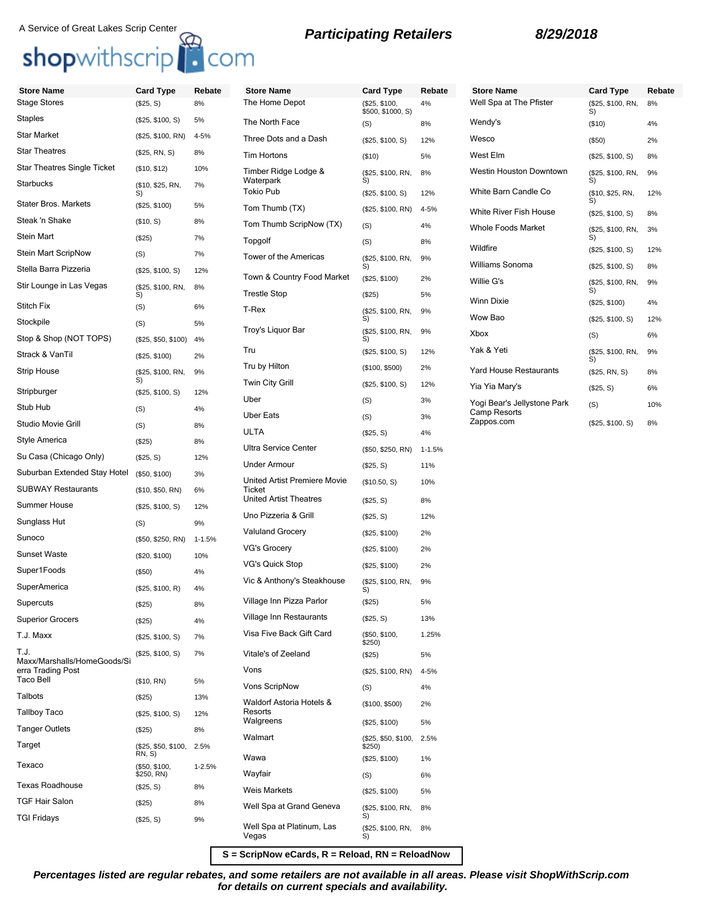A Service of Great Lakes Scrip Center

shopwithscrip.com

**Participating Retailers** **8/29/2018**

| Store Name | Card Type | Rebate |
|---|---|---|
| Stage Stores | ($25, S) | 8% |
| Staples | ($25, $100, S) | 5% |
| Star Market | ($25, $100, RN) | 4-5% |
| Star Theatres | ($25, RN, S) | 8% |
| Star Theatres Single Ticket | ($10, $12) | 10% |
| Starbucks | ($10, $25, RN, S) | 7% |
| Stater Bros. Markets | ($25, $100) | 5% |
| Steak 'n Shake | ($10, S) | 8% |
| Stein Mart | ($25) | 7% |
| Stein Mart ScripNow | (S) | 7% |
| Stella Barra Pizzeria | ($25, $100, S) | 12% |
| Stir Lounge in Las Vegas | ($25, $100, RN, S) | 8% |
| Stitch Fix | (S) | 6% |
| Stockpile | (S) | 5% |
| Stop & Shop (NOT TOPS) | ($25, $50, $100) | 4% |
| Strack & VanTil | ($25, $100) | 2% |
| Strip House | ($25, $100, RN, S) | 9% |
| Stripburger | ($25, $100, S) | 12% |
| Stub Hub | (S) | 4% |
| Studio Movie Grill | (S) | 8% |
| Style America | ($25) | 8% |
| Su Casa (Chicago Only) | ($25, S) | 12% |
| Suburban Extended Stay Hotel | ($50, $100) | 3% |
| SUBWAY Restaurants | ($10, $50, RN) | 6% |
| Summer House | ($25, $100, S) | 12% |
| Sunglass Hut | (S) | 9% |
| Sunoco | ($50, $250, RN) | 1-1.5% |
| Sunset Waste | ($20, $100) | 10% |
| Super1Foods | ($50) | 4% |
| SuperAmerica | ($25, $100, R) | 4% |
| Supercuts | ($25) | 8% |
| Superior Grocers | ($25) | 4% |
| T.J. Maxx | ($25, $100, S) | 7% |
| T.J. Maxx/Marshalls/HomeGoods/Sierra Trading Post | ($25, $100, S) | 7% |
| Taco Bell | ($10, RN) | 5% |
| Talbots | ($25) | 13% |
| Tallboy Taco | ($25, $100, S) | 12% |
| Tanger Outlets | ($25) | 8% |
| Target | ($25, $50, $100, RN, S) | 2.5% |
| Texaco | ($50, $100, $250, RN) | 1-2.5% |
| Texas Roadhouse | ($25, S) | 8% |
| TGF Hair Salon | ($25) | 8% |
| TGI Fridays | ($25, S) | 9% |
| The Home Depot | ($25, $100, $500, $1000, S) | 4% |
| The North Face | (S) | 8% |
| Three Dots and a Dash | ($25, $100, S) | 12% |
| Tim Hortons | ($10) | 5% |
| Timber Ridge Lodge & Waterpark | ($25, $100, RN, S) | 8% |
| Tokio Pub | ($25, $100, S) | 12% |
| Tom Thumb (TX) | ($25, $100, RN) | 4-5% |
| Tom Thumb ScripNow (TX) | (S) | 4% |
| Topgolf | (S) | 8% |
| Tower of the Americas | ($25, $100, RN, S) | 9% |
| Town & Country Food Market | ($25, $100) | 2% |
| Trestle Stop | ($25) | 5% |
| T-Rex | ($25, $100, RN, S) | 9% |
| Troy's Liquor Bar | ($25, $100, RN, S) | 9% |
| Tru | ($25, $100, S) | 12% |
| Tru by Hilton | ($100, $500) | 2% |
| Twin City Grill | ($25, $100, S) | 12% |
| Uber | (S) | 3% |
| Uber Eats | (S) | 3% |
| ULTA | ($25, S) | 4% |
| Ultra Service Center | ($50, $250, RN) | 1-1.5% |
| Under Armour | ($25, S) | 11% |
| United Artist Premiere Movie Ticket | ($10.50, S) | 10% |
| United Artist Theatres | ($25, S) | 8% |
| Uno Pizzeria & Grill | ($25, S) | 12% |
| Valuland Grocery | ($25, $100) | 2% |
| VG's Grocery | ($25, $100) | 2% |
| VG's Quick Stop | ($25, $100) | 2% |
| Vic & Anthony's Steakhouse | ($25, $100, RN, S) | 9% |
| Village Inn Pizza Parlor | ($25) | 5% |
| Village Inn Restaurants | ($25, S) | 13% |
| Visa Five Back Gift Card | ($50, $100, $250) | 1.25% |
| Vitale's of Zeeland | ($25) | 5% |
| Vons | ($25, $100, RN) | 4-5% |
| Vons ScripNow | (S) | 4% |
| Waldorf Astoria Hotels & Resorts | ($100, $500) | 2% |
| Walgreens | ($25, $100) | 5% |
| Walmart | ($25, $50, $100, $250) | 2.5% |
| Wawa | ($25, $100) | 1% |
| Wayfair | (S) | 6% |
| Weis Markets | ($25, $100) | 5% |
| Well Spa at Grand Geneva | ($25, $100, RN, S) | 8% |
| Well Spa at Platinum, Las Vegas | ($25, $100, RN, S) | 8% |
| Well Spa at The Pfister | ($25, $100, RN, S) | 8% |
| Wendy's | ($10) | 4% |
| Wesco | ($50) | 2% |
| West Elm | ($25, $100, S) | 8% |
| Westin Houston Downtown | ($25, $100, RN, S) | 9% |
| White Barn Candle Co | ($10, $25, RN, S) | 12% |
| White River Fish House | ($25, $100, S) | 8% |
| Whole Foods Market | ($25, $100, RN, S) | 3% |
| Wildfire | ($25, $100, S) | 12% |
| Williams Sonoma | ($25, $100, S) | 8% |
| Willie G's | ($25, $100, RN, S) | 9% |
| Winn Dixie | ($25, $100) | 4% |
| Wow Bao | ($25, $100, S) | 12% |
| Xbox | (S) | 6% |
| Yak & Yeti | ($25, $100, RN, S) | 9% |
| Yard House Restaurants | ($25, RN, S) | 8% |
| Yia Yia Mary's | ($25, S) | 6% |
| Yogi Bear's Jellystone Park Camp Resorts | (S) | 10% |
| Zappos.com | ($25, $100, S) | 8% |

**S = ScripNow eCards, R = Reload, RN = ReloadNow**

***Percentages listed are regular rebates, and some retailers are not available in all areas. Please visit ShopWithScrip.com for details on current specials and availability.***